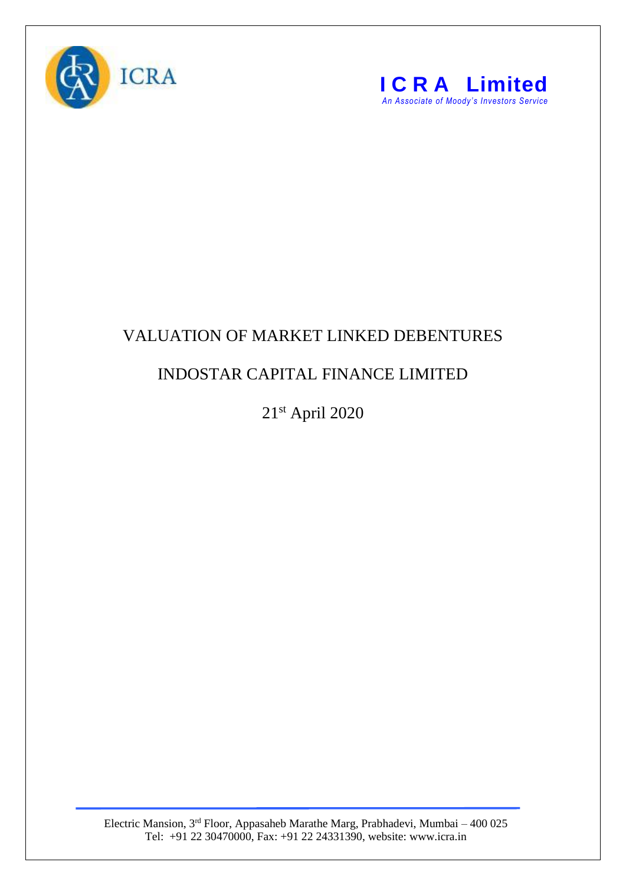ICRA

**ICRA Limited**
*An Associate of Moody's Investors Service*

# VALUATION OF MARKET LINKED DEBENTURES

## INDOSTAR CAPITAL FINANCE LIMITED

21st April 2020

Electric Mansion, 3rd Floor, Appasaheb Marathe Marg, Prabhadevi, Mumbai – 400 025
Tel: +91 22 30470000, Fax: +91 22 24331390, website: www.icra.in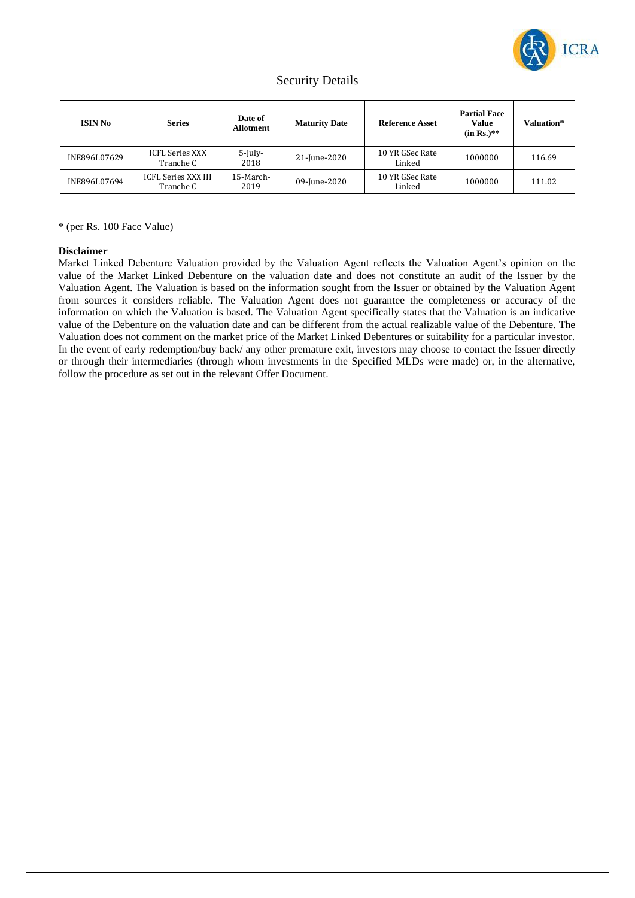## Security Details

| ISIN No | Series | Date of Allotment | Maturity Date | Reference Asset | Partial Face Value (in Rs.)** | Valuation* |
|---|---|---|---|---|---|---|
| INE896L07629 | ICFL Series XXX Tranche C | 5-July-2018 | 21-June-2020 | 10 YR GSec Rate Linked | 1000000 | 116.69 |
| INE896L07694 | ICFL Series XXX III Tranche C | 15-March-2019 | 09-June-2020 | 10 YR GSec Rate Linked | 1000000 | 111.02 |

* (per Rs. 100 Face Value)

**Disclaimer**

Market Linked Debenture Valuation provided by the Valuation Agent reflects the Valuation Agent's opinion on the value of the Market Linked Debenture on the valuation date and does not constitute an audit of the Issuer by the Valuation Agent. The Valuation is based on the information sought from the Issuer or obtained by the Valuation Agent from sources it considers reliable. The Valuation Agent does not guarantee the completeness or accuracy of the information on which the Valuation is based. The Valuation Agent specifically states that the Valuation is an indicative value of the Debenture on the valuation date and can be different from the actual realizable value of the Debenture. The Valuation does not comment on the market price of the Market Linked Debentures or suitability for a particular investor. In the event of early redemption/buy back/ any other premature exit, investors may choose to contact the Issuer directly or through their intermediaries (through whom investments in the Specified MLDs were made) or, in the alternative, follow the procedure as set out in the relevant Offer Document.